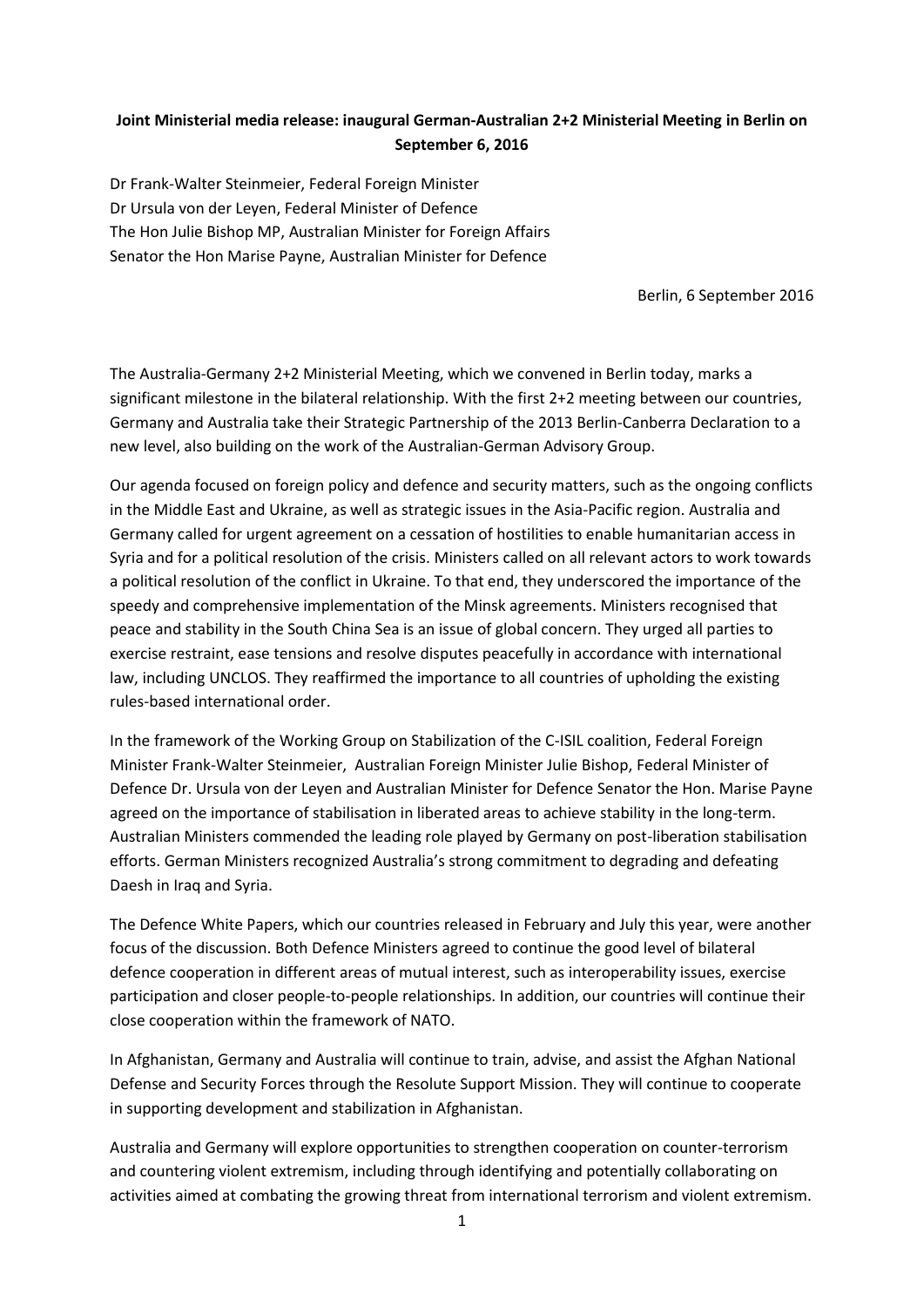**Joint Ministerial media release: inaugural German-Australian 2+2 Ministerial Meeting in Berlin on September 6, 2016**

Dr Frank-Walter Steinmeier, Federal Foreign Minister
Dr Ursula von der Leyen, Federal Minister of Defence
The Hon Julie Bishop MP, Australian Minister for Foreign Affairs
Senator the Hon Marise Payne, Australian Minister for Defence

Berlin, 6 September 2016

The Australia-Germany 2+2 Ministerial Meeting, which we convened in Berlin today, marks a significant milestone in the bilateral relationship. With the first 2+2 meeting between our countries, Germany and Australia take their Strategic Partnership of the 2013 Berlin-Canberra Declaration to a new level, also building on the work of the Australian-German Advisory Group.

Our agenda focused on foreign policy and defence and security matters, such as the ongoing conflicts in the Middle East and Ukraine, as well as strategic issues in the Asia-Pacific region. Australia and Germany called for urgent agreement on a cessation of hostilities to enable humanitarian access in Syria and for a political resolution of the crisis. Ministers called on all relevant actors to work towards a political resolution of the conflict in Ukraine. To that end, they underscored the importance of the speedy and comprehensive implementation of the Minsk agreements. Ministers recognised that peace and stability in the South China Sea is an issue of global concern. They urged all parties to exercise restraint, ease tensions and resolve disputes peacefully in accordance with international law, including UNCLOS. They reaffirmed the importance to all countries of upholding the existing rules-based international order.

In the framework of the Working Group on Stabilization of the C-ISIL coalition, Federal Foreign Minister Frank-Walter Steinmeier, Australian Foreign Minister Julie Bishop, Federal Minister of Defence Dr. Ursula von der Leyen and Australian Minister for Defence Senator the Hon. Marise Payne agreed on the importance of stabilisation in liberated areas to achieve stability in the long-term. Australian Ministers commended the leading role played by Germany on post-liberation stabilisation efforts. German Ministers recognized Australia's strong commitment to degrading and defeating Daesh in Iraq and Syria.

The Defence White Papers, which our countries released in February and July this year, were another focus of the discussion. Both Defence Ministers agreed to continue the good level of bilateral defence cooperation in different areas of mutual interest, such as interoperability issues, exercise participation and closer people-to-people relationships. In addition, our countries will continue their close cooperation within the framework of NATO.

In Afghanistan, Germany and Australia will continue to train, advise, and assist the Afghan National Defense and Security Forces through the Resolute Support Mission. They will continue to cooperate in supporting development and stabilization in Afghanistan.

Australia and Germany will explore opportunities to strengthen cooperation on counter-terrorism and countering violent extremism, including through identifying and potentially collaborating on activities aimed at combating the growing threat from international terrorism and violent extremism.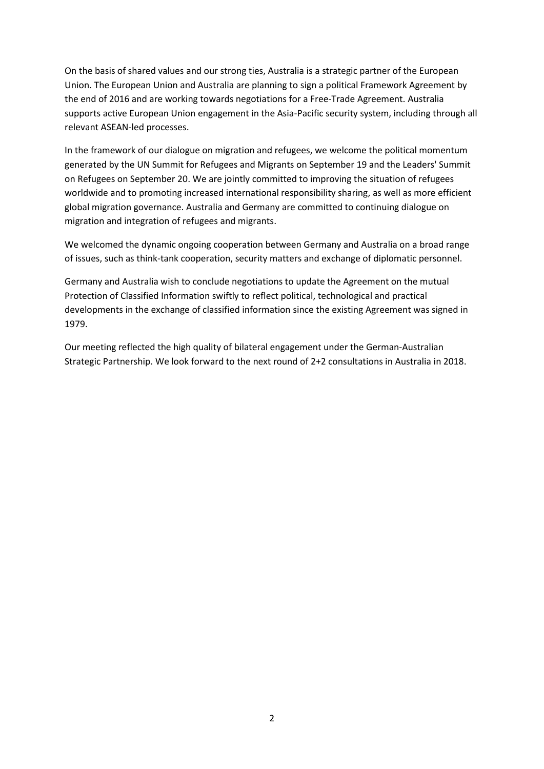On the basis of shared values and our strong ties, Australia is a strategic partner of the European Union. The European Union and Australia are planning to sign a political Framework Agreement by the end of 2016 and are working towards negotiations for a Free-Trade Agreement. Australia supports active European Union engagement in the Asia-Pacific security system, including through all relevant ASEAN-led processes.

In the framework of our dialogue on migration and refugees, we welcome the political momentum generated by the UN Summit for Refugees and Migrants on September 19 and the Leaders' Summit on Refugees on September 20. We are jointly committed to improving the situation of refugees worldwide and to promoting increased international responsibility sharing, as well as more efficient global migration governance. Australia and Germany are committed to continuing dialogue on migration and integration of refugees and migrants.

We welcomed the dynamic ongoing cooperation between Germany and Australia on a broad range of issues, such as think-tank cooperation, security matters and exchange of diplomatic personnel.

Germany and Australia wish to conclude negotiations to update the Agreement on the mutual Protection of Classified Information swiftly to reflect political, technological and practical developments in the exchange of classified information since the existing Agreement was signed in 1979.

Our meeting reflected the high quality of bilateral engagement under the German-Australian Strategic Partnership. We look forward to the next round of 2+2 consultations in Australia in 2018.